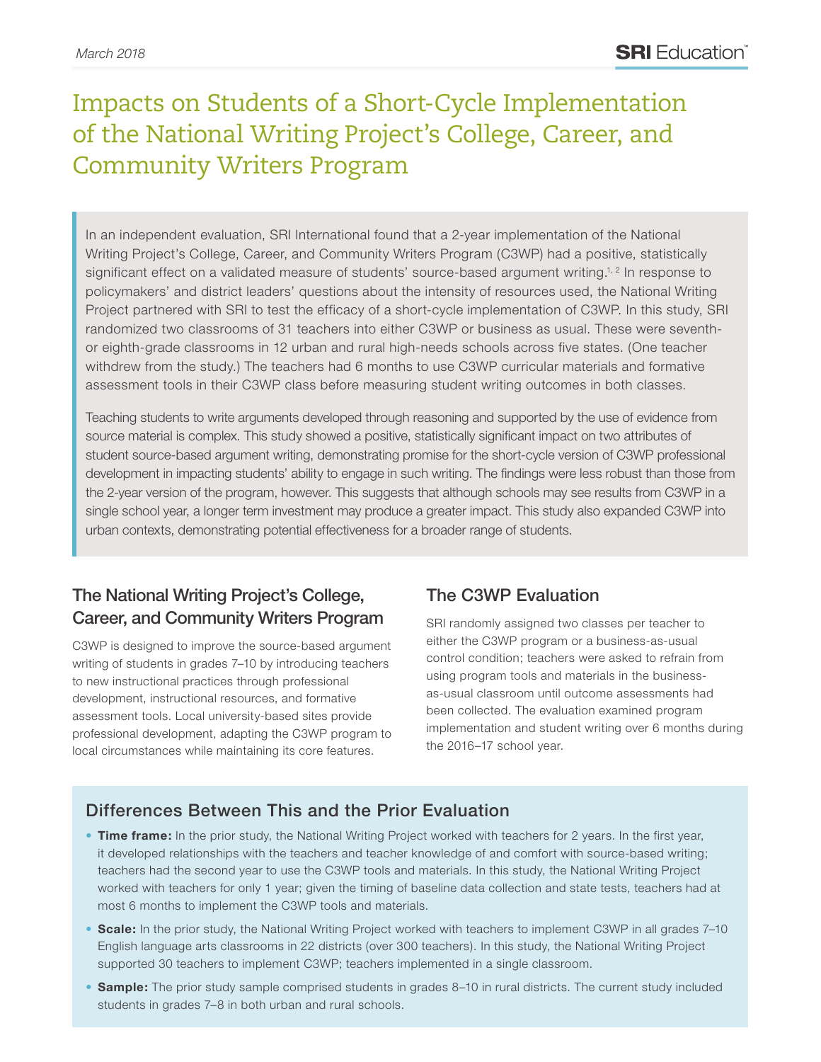March 2018

# Impacts on Students of a Short-Cycle Implementation of the National Writing Project's College, Career, and Community Writers Program

In an independent evaluation, SRI International found that a 2-year implementation of the National Writing Project's College, Career, and Community Writers Program (C3WP) had a positive, statistically significant effect on a validated measure of students' source-based argument writing.[1, 2] In response to policymakers' and district leaders' questions about the intensity of resources used, the National Writing Project partnered with SRI to test the efficacy of a short-cycle implementation of C3WP. In this study, SRI randomized two classrooms of 31 teachers into either C3WP or business as usual. These were seventh- or eighth-grade classrooms in 12 urban and rural high-needs schools across five states. (One teacher withdrew from the study.) The teachers had 6 months to use C3WP curricular materials and formative assessment tools in their C3WP class before measuring student writing outcomes in both classes.

Teaching students to write arguments developed through reasoning and supported by the use of evidence from source material is complex. This study showed a positive, statistically significant impact on two attributes of student source-based argument writing, demonstrating promise for the short-cycle version of C3WP professional development in impacting students' ability to engage in such writing. The findings were less robust than those from the 2-year version of the program, however. This suggests that although schools may see results from C3WP in a single school year, a longer term investment may produce a greater impact. This study also expanded C3WP into urban contexts, demonstrating potential effectiveness for a broader range of students.

## The National Writing Project's College, Career, and Community Writers Program

C3WP is designed to improve the source-based argument writing of students in grades 7–10 by introducing teachers to new instructional practices through professional development, instructional resources, and formative assessment tools. Local university-based sites provide professional development, adapting the C3WP program to local circumstances while maintaining its core features.

## The C3WP Evaluation

SRI randomly assigned two classes per teacher to either the C3WP program or a business-as-usual control condition; teachers were asked to refrain from using program tools and materials in the business-as-usual classroom until outcome assessments had been collected. The evaluation examined program implementation and student writing over 6 months during the 2016–17 school year.

## Differences Between This and the Prior Evaluation

- **Time frame:** In the prior study, the National Writing Project worked with teachers for 2 years. In the first year, it developed relationships with the teachers and teacher knowledge of and comfort with source-based writing; teachers had the second year to use the C3WP tools and materials. In this study, the National Writing Project worked with teachers for only 1 year; given the timing of baseline data collection and state tests, teachers had at most 6 months to implement the C3WP tools and materials.
- **Scale:** In the prior study, the National Writing Project worked with teachers to implement C3WP in all grades 7–10 English language arts classrooms in 22 districts (over 300 teachers). In this study, the National Writing Project supported 30 teachers to implement C3WP; teachers implemented in a single classroom.
- **Sample:** The prior study sample comprised students in grades 8–10 in rural districts. The current study included students in grades 7–8 in both urban and rural schools.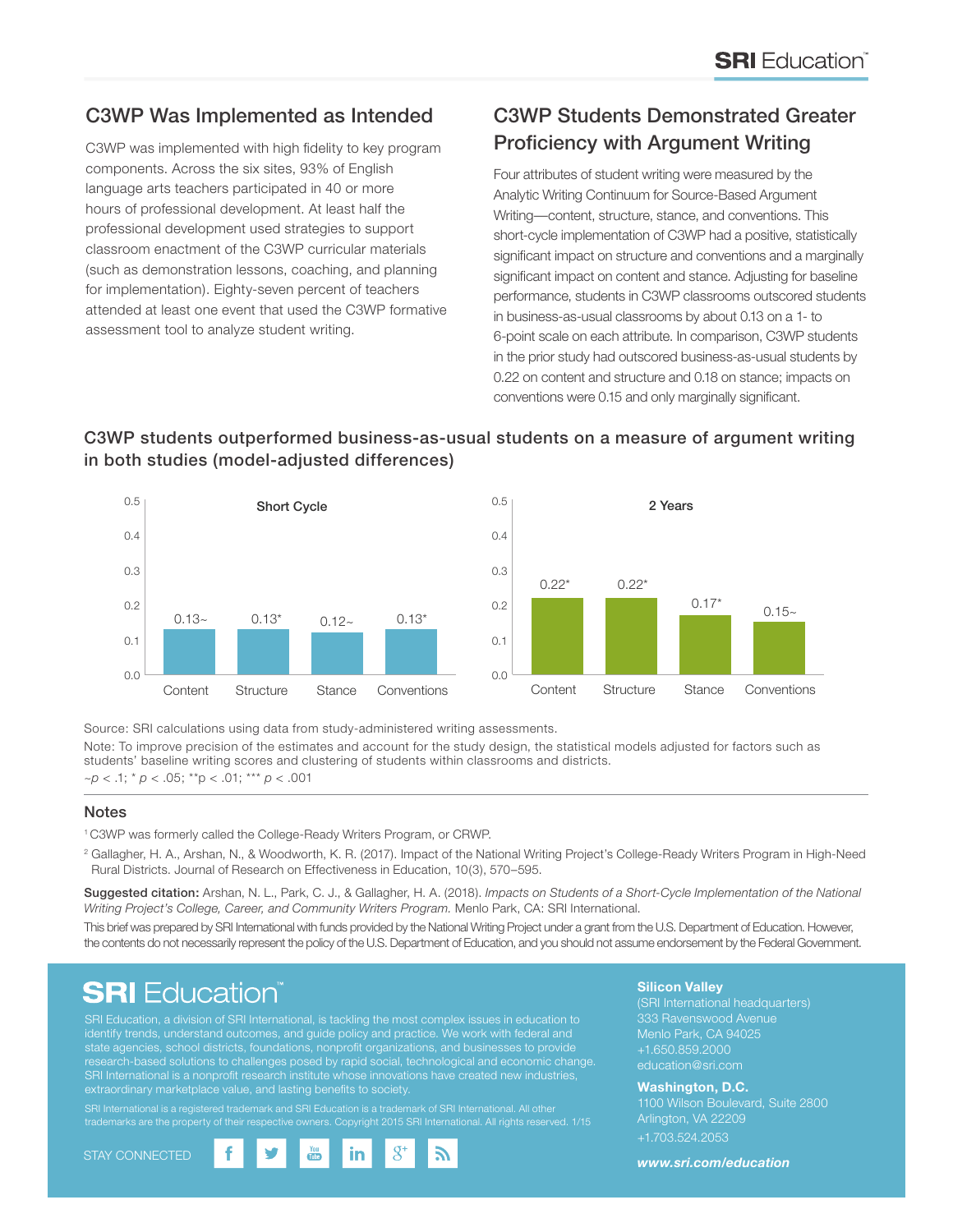## C3WP Was Implemented as Intended

C3WP was implemented with high fidelity to key program components. Across the six sites, 93% of English language arts teachers participated in 40 or more hours of professional development. At least half the professional development used strategies to support classroom enactment of the C3WP curricular materials (such as demonstration lessons, coaching, and planning for implementation). Eighty-seven percent of teachers attended at least one event that used the C3WP formative assessment tool to analyze student writing.

## C3WP Students Demonstrated Greater Proficiency with Argument Writing

Four attributes of student writing were measured by the Analytic Writing Continuum for Source-Based Argument Writing—content, structure, stance, and conventions. This short-cycle implementation of C3WP had a positive, statistically significant impact on structure and conventions and a marginally significant impact on content and stance. Adjusting for baseline performance, students in C3WP classrooms outscored students in business-as-usual classrooms by about 0.13 on a 1- to 6-point scale on each attribute. In comparison, C3WP students in the prior study had outscored business-as-usual students by 0.22 on content and structure and 0.18 on stance; impacts on conventions were 0.15 and only marginally significant.

### C3WP students outperformed business-as-usual students on a measure of argument writing in both studies (model-adjusted differences)

Short Cycle

0.5
0.4
0.3
0.2
0.1
0.0

0.13~ 0.13* 0.12~ 0.13*

Content Structure Stance Conventions

2 Years

0.5
0.4
0.3
0.2
0.1
0.0

0.22* 0.22* 0.17* 0.15~

Content Structure Stance Conventions

Source: SRI calculations using data from study-administered writing assessments.

Note: To improve precision of the estimates and account for the study design, the statistical models adjusted for factors such as students' baseline writing scores and clustering of students within classrooms and districts.

~$p < .1$; * $p < .05$; ** $p < .01$; *** $p < .001$

### Notes

[1] C3WP was formerly called the College-Ready Writers Program, or CRWP.

[2] Gallagher, H. A., Arshan, N., & Woodworth, K. R. (2017). Impact of the National Writing Project's College-Ready Writers Program in High-Need Rural Districts. Journal of Research on Effectiveness in Education, 10(3), 570–595.

**Suggested citation:** Arshan, N. L., Park, C. J., & Gallagher, H. A. (2018). *Impacts on Students of a Short-Cycle Implementation of the National Writing Project's College, Career, and Community Writers Program.* Menlo Park, CA: SRI International.

This brief was prepared by SRI International with funds provided by the National Writing Project under a grant from the U.S. Department of Education. However, the contents do not necessarily represent the policy of the U.S. Department of Education, and you should not assume endorsement by the Federal Government.

**SRI Education™**

SRI Education, a division of SRI International, is tackling the most complex issues in education to identify trends, understand outcomes, and guide policy and practice. We work with federal and state agencies, school districts, foundations, nonprofit organizations, and businesses to provide research-based solutions to challenges posed by rapid social, technological and economic change. SRI International is a nonprofit research institute whose innovations have created new industries, extraordinary marketplace value, and lasting benefits to society.

SRI International is a registered trademark and SRI Education is a trademark of SRI International. All other trademarks are the property of their respective owners. Copyright 2015 SRI International. All rights reserved. 1/15

STAY CONNECTED

**Silicon Valley**
(SRI International headquarters)
333 Ravenswood Avenue
Menlo Park, CA 94025
+1.650.859.2000
education@sri.com

**Washington, D.C.**
1100 Wilson Boulevard, Suite 2800
Arlington, VA 22209
+1.703.524.2053

***www.sri.com/education***